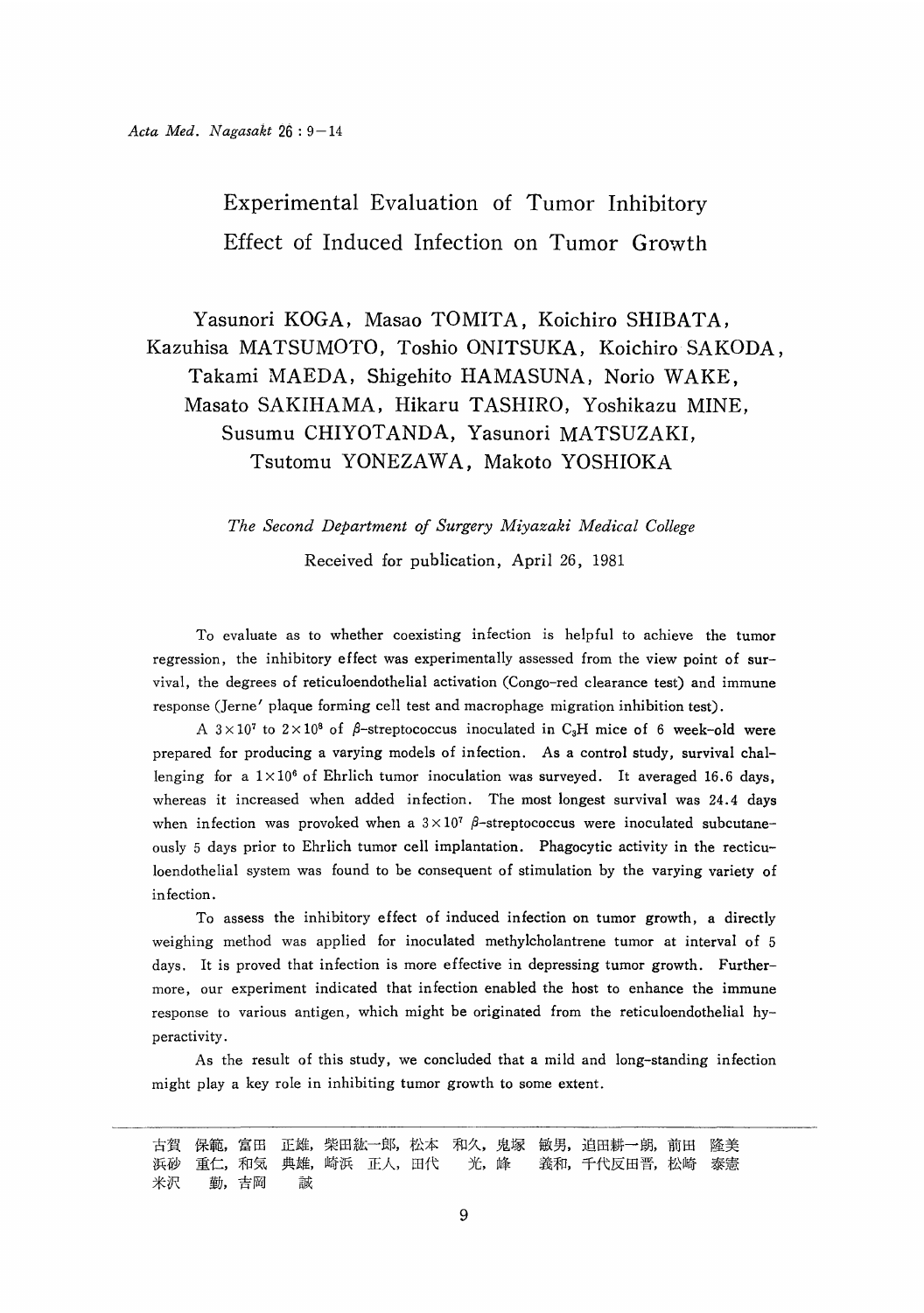# Experimental Evaluation of Tumor Inhibitory Effect of Induced Infection on Tumor Growth

Yasunori KOGA, Masao TOMITA, Koichiro SHIBATA, Kazuhisa MATSUMOTO, Toshio ONITSUKA, Koichiro SAKODA, Takami MAEDA, Shigehito HAMASUNA, Norio WAKE, Masato SAKIHAMA, Hikaru TASHIRO, Yoshikazu MINE, Susumu CHIYOTANDA, Yasunori MATSUZAKI, Tsutomu YONEZAWA, Makoto YOSHIOKA

*The Second Department of Surgery Miyazaki Medical College*

Received for publication, April 26, 1981

To evaluate as to whether coexisting infection is helpful to achieve the tumor regression, the inhibitory effect was experimentally assessed from the view point of survival, the degrees of reticuloendothelial activation (Congo-red clearance test) and immune response (Jerne' plaque forming cell test and macrophage migration inhibition test).

A $3 \times 10^7$ to $2 \times 10^8$ of $\beta$-streptococcus inoculated in $C_3H$ mice of 6 week-old were prepared for producing a varying models of infection. As a control study, survival challenging for a $1 \times 10^6$ of Ehrlich tumor inoculation was surveyed. It averaged 16.6 days, whereas it increased when added infection. The most longest survival was 24.4 days when infection was provoked when a $3 \times 10^7$ $\beta$-streptococcus were inoculated subcutaneously 5 days prior to Ehrlich tumor cell implantation. Phagocytic activity in the recticuloendothelial system was found to be consequent of stimulation by the varying variety of infection.

To assess the inhibitory effect of induced infection on tumor growth, a directly weighing method was applied for inoculated methylcholantrene tumor at interval of 5 days. It is proved that infection is more effective in depressing tumor growth. Furthermore, our experiment indicated that infection enabled the host to enhance the immune response to various antigen, which might be originated from the reticuloendothelial hyperactivity.

As the result of this study, we concluded that a mild and long-standing infection might play a key role in inhibiting tumor growth to some extent.

---

古賀 保範，富田 正雄，柴田紘一郎，松本 和久，鬼塚 敏男，迫田耕一朗，前田 隆美
浜砂 重仁，和気 典雄，崎浜 正人，田代 光，峰 義和，千代反田晋，松崎 泰憲
米沢 勤，吉岡 誠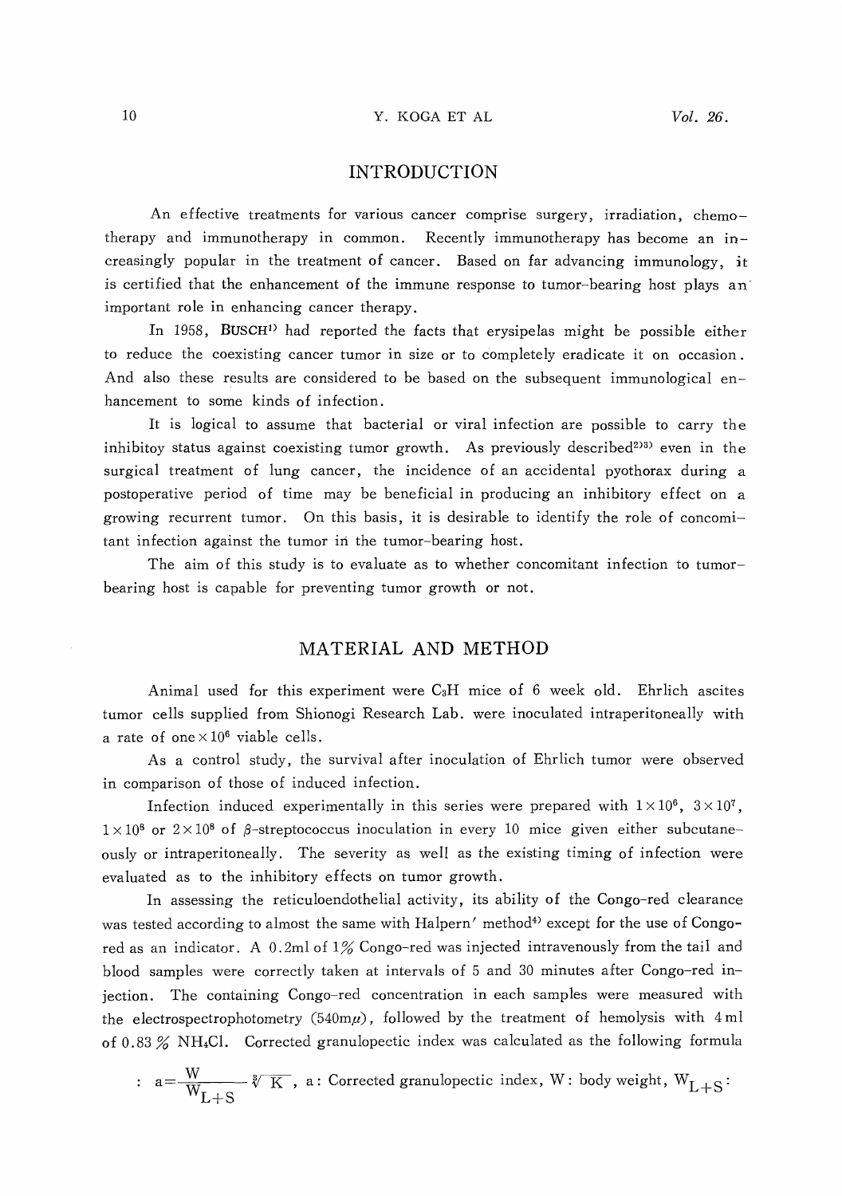## INTRODUCTION

An effective treatments for various cancer comprise surgery, irradiation, chemotherapy and immunotherapy in common. Recently immunotherapy has become an increasingly popular in the treatment of cancer. Based on far advancing immunology, it is certified that the enhancement of the immune response to tumor-bearing host plays an important role in enhancing cancer therapy.

In 1958, BUSCH[1] had reported the facts that erysipelas might be possible either to reduce the coexisting cancer tumor in size or to completely eradicate it on occasion. And also these results are considered to be based on the subsequent immunological enhancement to some kinds of infection.

It is logical to assume that bacterial or viral infection are possible to carry the inhibitoy status against coexisting tumor growth. As previously described[2)3)] even in the surgical treatment of lung cancer, the incidence of an accidental pyothorax during a postoperative period of time may be beneficial in producing an inhibitory effect on a growing recurrent tumor. On this basis, it is desirable to identify the role of concomitant infection against the tumor in the tumor-bearing host.

The aim of this study is to evaluate as to whether concomitant infection to tumor-bearing host is capable for preventing tumor growth or not.

## MATERIAL AND METHOD

Animal used for this experiment were $C_3H$ mice of 6 week old. Ehrlich ascites tumor cells supplied from Shionogi Research Lab. were inoculated intraperitoneally with a rate of one $\times 10^6$ viable cells.

As a control study, the survival after inoculation of Ehrlich tumor were observed in comparison of those of induced infection.

Infection induced experimentally in this series were prepared with $1\times10^6$, $3\times10^7$, $1\times10^8$ or $2\times10^8$ of $\beta$-streptococcus inoculation in every 10 mice given either subcutaneously or intraperitoneally. The severity as well as the existing timing of infection were evaluated as to the inhibitory effects on tumor growth.

In assessing the reticuloendothelial activity, its ability of the Congo-red clearance was tested according to almost the same with Halpern' method[4)] except for the use of Congo-red as an indicator. A 0.2ml of 1% Congo-red was injected intravenously from the tail and blood samples were correctly taken at intervals of 5 and 30 minutes after Congo-red injection. The containing Congo-red concentration in each samples were measured with the electrospectrophotometry (540m$\mu$), followed by the treatment of hemolysis with 4 ml of 0.83 % $NH_4Cl$. Corrected granulopectic index was calculated as the following formula

: $a=\frac{W}{W_{L+S}}\sqrt[3]{K}$, a: Corrected granulopectic index, W: body weight, $W_{L+S}$: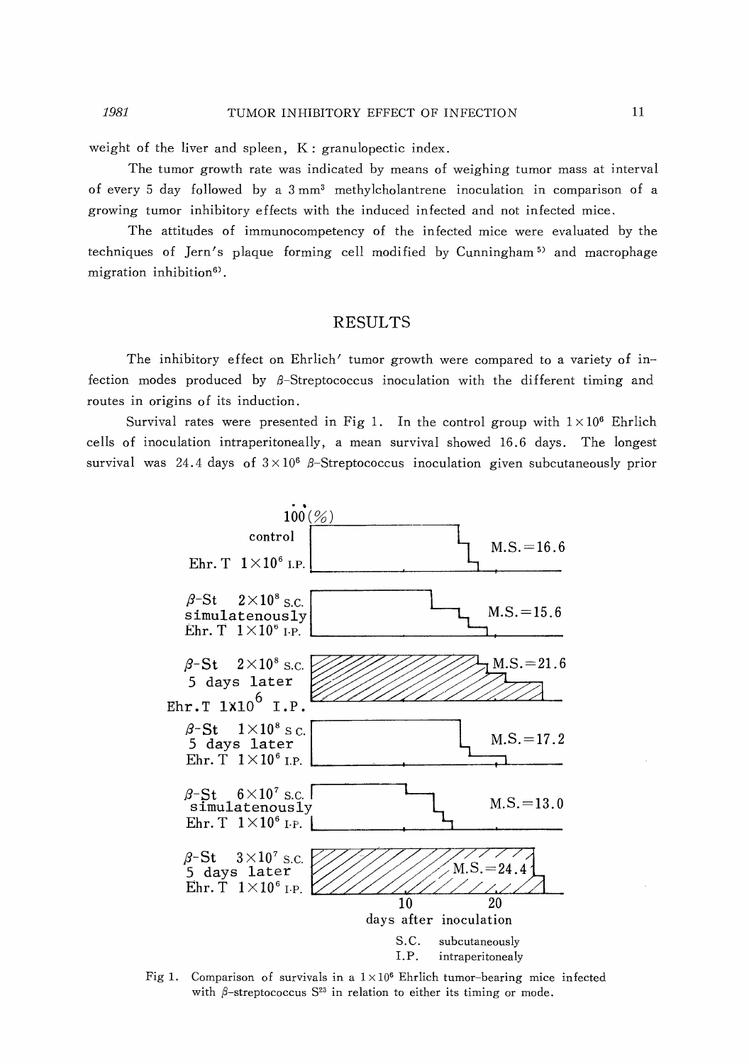weight of the liver and spleen, K : granulopectic index.

The tumor growth rate was indicated by means of weighing tumor mass at interval of every 5 day followed by a 3 $mm^3$ methylcholantrene inoculation in comparison of a growing tumor inhibitory effects with the induced infected and not infected mice.

The attitudes of immunocompetency of the infected mice were evaluated by the techniques of Jern's plaque forming cell modified by Cunningham[5] and macrophage migration inhibition[6].

## RESULTS

The inhibitory effect on Ehrlich' tumor growth were compared to a variety of infection modes produced by β-Streptococcus inoculation with the different timing and routes in origins of its induction.

Survival rates were presented in Fig 1. In the control group with $1 \times 10^6$ Ehrlich cells of inoculation intraperitoneally, a mean survival showed 16.6 days. The longest survival was 24.4 days of $3 \times 10^6$ β-Streptococcus inoculation given subcutaneously prior

| Group | M.S. |
|---|---|
| control, Ehr. T $1 \times 10^6$ I.P. | 16.6 |
| β-St $2 \times 10^8$ S.C. simulatenously Ehr. T $1 \times 10^6$ I.P. | 15.6 |
| β-St $2 \times 10^8$ S.C. 5 days later Ehr. T $1 \times 10^6$ I.P. | 21.6 |
| β-St $1 \times 10^8$ S.C. 5 days later Ehr. T $1 \times 10^6$ I.P. | 17.2 |
| β-St $6 \times 10^7$ S.C. simulatenously Ehr. T $1 \times 10^6$ I.P. | 13.0 |
| β-St $3 \times 10^7$ S.C. 5 days later Ehr. T $1 \times 10^6$ I.P. | 24.4 |

100 (%); days after inoculation (10, 20)

S.C. subcutaneously
I.P. intraperitonealy

Fig 1. Comparison of survivals in a $1 \times 10^6$ Ehrlich tumor-bearing mice infected with β-streptococcus $S^{23}$ in relation to either its timing or mode.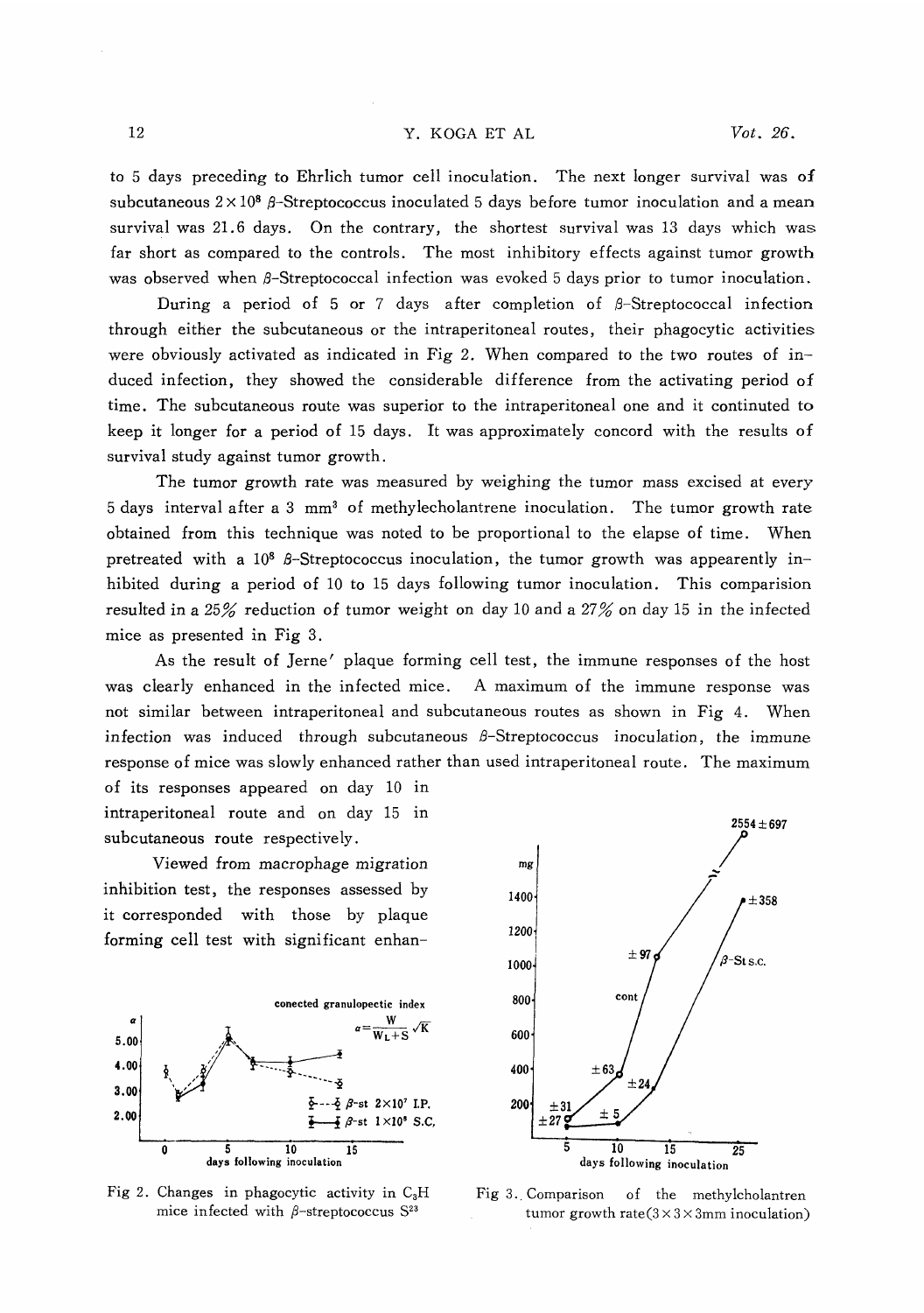to 5 days preceding to Ehrlich tumor cell inoculation. The next longer survival was of subcutaneous $2 \times 10^8$ $\beta$-Streptococcus inoculated 5 days before tumor inoculation and a mean survival was 21.6 days. On the contrary, the shortest survival was 13 days which was far short as compared to the controls. The most inhibitory effects against tumor growth was observed when $\beta$-Streptococcal infection was evoked 5 days prior to tumor inoculation.

During a period of 5 or 7 days after completion of $\beta$-Streptococcal infection through either the subcutaneous or the intraperitoneal routes, their phagocytic activities were obviously activated as indicated in Fig 2. When compared to the two routes of induced infection, they showed the considerable difference from the activating period of time. The subcutaneous route was superior to the intraperitoneal one and it continuted to keep it longer for a period of 15 days. It was approximately concord with the results of survival study against tumor growth.

The tumor growth rate was measured by weighing the tumor mass excised at every 5 days interval after a 3 $mm^3$ of methylecholantrene inoculation. The tumor growth rate obtained from this technique was noted to be proportional to the elapse of time. When pretreated with a $10^8$ $\beta$-Streptococcus inoculation, the tumor growth was appearently inhibited during a period of 10 to 15 days following tumor inoculation. This comparision resulted in a 25% reduction of tumor weight on day 10 and a 27% on day 15 in the infected mice as presented in Fig 3.

As the result of Jerne' plaque forming cell test, the immune responses of the host was clearly enhanced in the infected mice. A maximum of the immune response was not similar between intraperitoneal and subcutaneous routes as shown in Fig 4. When infection was induced through subcutaneous $\beta$-Streptococcus inoculation, the immune response of mice was slowly enhanced rather than used intraperitoneal route. The maximum of its responses appeared on day 10 in intraperitoneal route and on day 15 in subcutaneous route respectively.

Viewed from macrophage migration inhibition test, the responses assessed by it corresponded with those by plaque forming cell test with significant enhan-

Fig 2. Changes in phagocytic activity in $C_3H$ mice infected with $\beta$-streptococcus $S^{23}$

Fig 3. Comparison of the methylcholantren tumor growth rate($3 \times 3 \times 3$mm inoculation)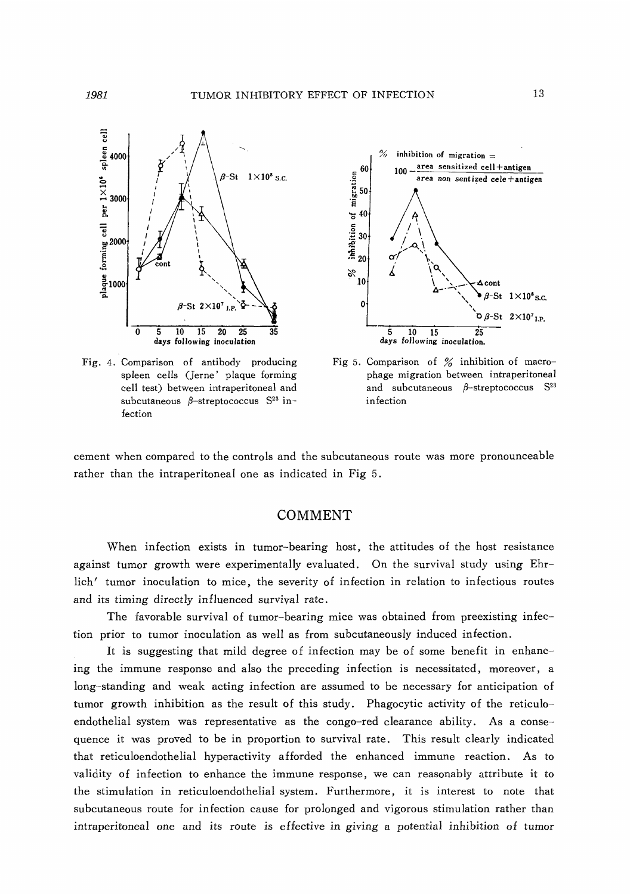Fig. 4. Comparison of antibody producing spleen cells (Jerne' plaque forming cell test) between intraperitoneal and subcutaneous β-streptococcus $S^{23}$ infection

Fig 5. Comparison of % inhibition of macrophage migration between intraperitoneal and subcutaneous β-streptococcus $S^{23}$ infection

cement when compared to the controls and the subcutaneous route was more pronounceable rather than the intraperitoneal one as indicated in Fig 5.

## COMMENT

When infection exists in tumor-bearing host, the attitudes of the host resistance against tumor growth were experimentally evaluated. On the survival study using Ehrlich' tumor inoculation to mice, the severity of infection in relation to infectious routes and its timing directly influenced survival rate.

The favorable survival of tumor-bearing mice was obtained from preexisting infection prior to tumor inoculation as well as from subcutaneously induced infection.

It is suggesting that mild degree of infection may be of some benefit in enhancing the immune response and also the preceding infection is necessitated, moreover, a long-standing and weak acting infection are assumed to be necessary for anticipation of tumor growth inhibition as the result of this study. Phagocytic activity of the reticuloendothelial system was representative as the congo-red clearance ability. As a consequence it was proved to be in proportion to survival rate. This result clearly indicated that reticuloendothelial hyperactivity afforded the enhanced immune reaction. As to validity of infection to enhance the immune response, we can reasonably attribute it to the stimulation in reticuloendothelial system. Furthermore, it is interest to note that subcutaneous route for infection cause for prolonged and vigorous stimulation rather than intraperitoneal one and its route is effective in giving a potential inhibition of tumor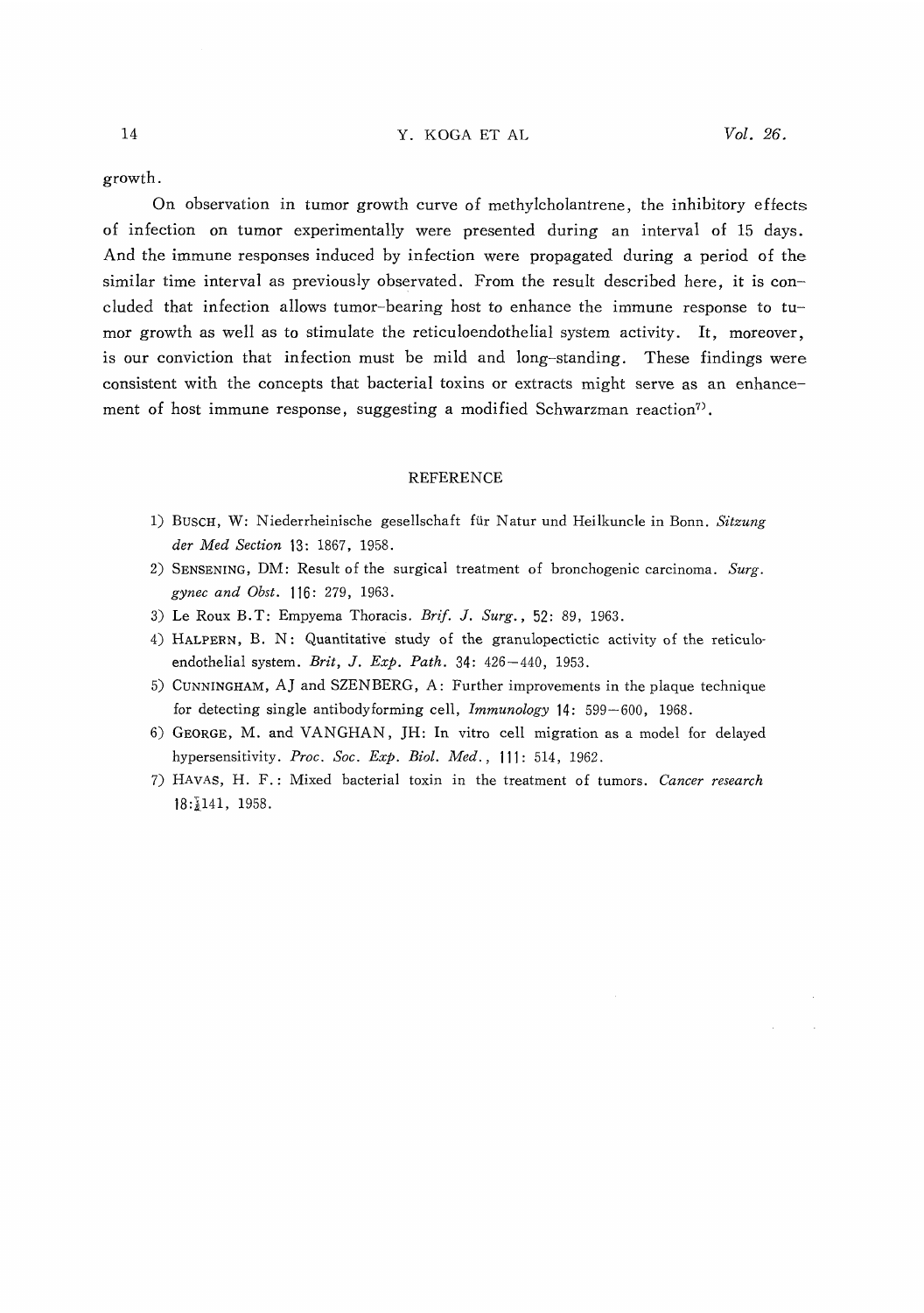growth.

On observation in tumor growth curve of methylcholantrene, the inhibitory effects of infection on tumor experimentally were presented during an interval of 15 days. And the immune responses induced by infection were propagated during a period of the similar time interval as previously observated. From the result described here, it is concluded that infection allows tumor-bearing host to enhance the immune response to tumor growth as well as to stimulate the reticuloendothelial system activity. It, moreover, is our conviction that infection must be mild and long-standing. These findings were consistent with the concepts that bacterial toxins or extracts might serve as an enhancement of host immune response, suggesting a modified Schwarzman reaction[7].

## REFERENCE

1) BUSCH, W: Niederrheinische gesellschaft für Natur und Heilkuncle in Bonn. *Sitzung der Med Section* 13: 1867, 1958.
2) SENSENING, DM: Result of the surgical treatment of bronchogenic carcinoma. *Surg. gynec and Obst.* 116: 279, 1963.
3) Le Roux B.T: Empyema Thoracis. *Brif. J. Surg.*, 52: 89, 1963.
4) HALPERN, B. N: Quantitative study of the granulopectictic activity of the reticuloendothelial system. *Brit, J. Exp. Path.* 34: 426–440, 1953.
5) CUNNINGHAM, AJ and SZENBERG, A: Further improvements in the plaque technique for detecting single antibodyforming cell, *Immunology* 14: 599–600, 1968.
6) GEORGE, M. and VANGHAN, JH: In vitro cell migration as a model for delayed hypersensitivity. *Proc. Soc. Exp. Biol. Med.*, 111: 514, 1962.
7) HAVAS, H. F.: Mixed bacterial toxin in the treatment of tumors. *Cancer research* 18: 141, 1958.